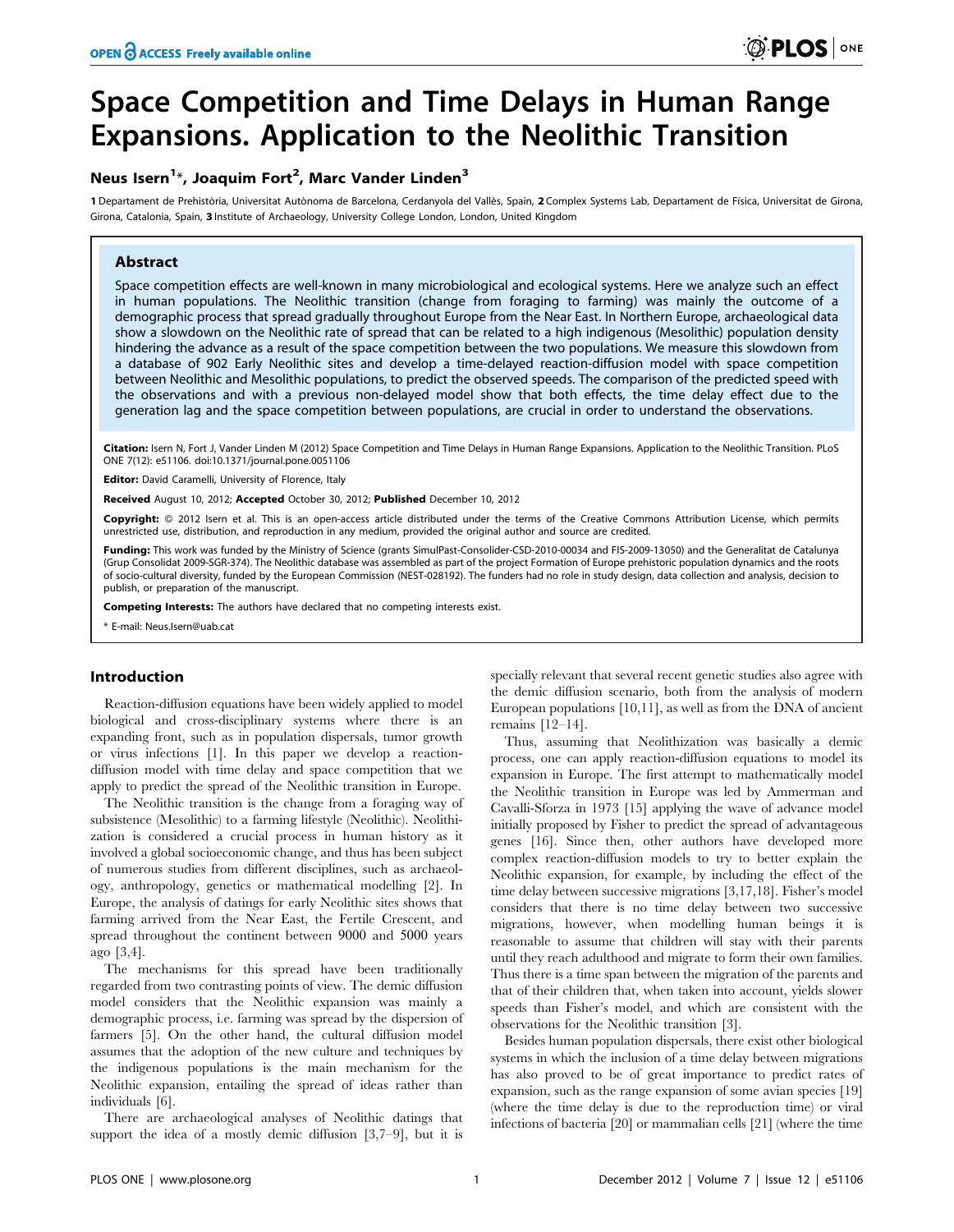# Space Competition and Time Delays in Human Range Expansions. Application to the Neolithic Transition

**Neus Isern[1]*, Joaquim Fort[2], Marc Vander Linden[3]**

1 Departament de Prehistòria, Universitat Autònoma de Barcelona, Cerdanyola del Vallès, Spain, 2 Complex Systems Lab, Departament de Física, Universitat de Girona, Girona, Catalonia, Spain, 3 Institute of Archaeology, University College London, London, United Kingdom

## Abstract

Space competition effects are well-known in many microbiological and ecological systems. Here we analyze such an effect in human populations. The Neolithic transition (change from foraging to farming) was mainly the outcome of a demographic process that spread gradually throughout Europe from the Near East. In Northern Europe, archaeological data show a slowdown on the Neolithic rate of spread that can be related to a high indigenous (Mesolithic) population density hindering the advance as a result of the space competition between the two populations. We measure this slowdown from a database of 902 Early Neolithic sites and develop a time-delayed reaction-diffusion model with space competition between Neolithic and Mesolithic populations, to predict the observed speeds. The comparison of the predicted speed with the observations and with a previous non-delayed model show that both effects, the time delay effect due to the generation lag and the space competition between populations, are crucial in order to understand the observations.

**Citation:** Isern N, Fort J, Vander Linden M (2012) Space Competition and Time Delays in Human Range Expansions. Application to the Neolithic Transition. PLoS ONE 7(12): e51106. doi:10.1371/journal.pone.0051106

**Editor:** David Caramelli, University of Florence, Italy

**Received** August 10, 2012; **Accepted** October 30, 2012; **Published** December 10, 2012

**Copyright:** © 2012 Isern et al. This is an open-access article distributed under the terms of the Creative Commons Attribution License, which permits unrestricted use, distribution, and reproduction in any medium, provided the original author and source are credited.

**Funding:** This work was funded by the Ministry of Science (grants SimulPast-Consolider-CSD-2010-00034 and FIS-2009-13050) and the Generalitat de Catalunya (Grup Consolidat 2009-SGR-374). The Neolithic database was assembled as part of the project Formation of Europe prehistoric population dynamics and the roots of socio-cultural diversity, funded by the European Commission (NEST-028192). The funders had no role in study design, data collection and analysis, decision to publish, or preparation of the manuscript.

**Competing Interests:** The authors have declared that no competing interests exist.

\* E-mail: Neus.Isern@uab.cat

## Introduction

Reaction-diffusion equations have been widely applied to model biological and cross-disciplinary systems where there is an expanding front, such as in population dispersals, tumor growth or virus infections [1]. In this paper we develop a reaction-diffusion model with time delay and space competition that we apply to predict the spread of the Neolithic transition in Europe.

The Neolithic transition is the change from a foraging way of subsistence (Mesolithic) to a farming lifestyle (Neolithic). Neolithization is considered a crucial process in human history as it involved a global socioeconomic change, and thus has been subject of numerous studies from different disciplines, such as archaeology, anthropology, genetics or mathematical modelling [2]. In Europe, the analysis of datings for early Neolithic sites shows that farming arrived from the Near East, the Fertile Crescent, and spread throughout the continent between 9000 and 5000 years ago [3,4].

The mechanisms for this spread have been traditionally regarded from two contrasting points of view. The demic diffusion model considers that the Neolithic expansion was mainly a demographic process, i.e. farming was spread by the dispersion of farmers [5]. On the other hand, the cultural diffusion model assumes that the adoption of the new culture and techniques by the indigenous populations is the main mechanism for the Neolithic expansion, entailing the spread of ideas rather than individuals [6].

There are archaeological analyses of Neolithic datings that support the idea of a mostly demic diffusion [3,7–9], but it is specially relevant that several recent genetic studies also agree with the demic diffusion scenario, both from the analysis of modern European populations [10,11], as well as from the DNA of ancient remains [12–14].

Thus, assuming that Neolithization was basically a demic process, one can apply reaction-diffusion equations to model its expansion in Europe. The first attempt to mathematically model the Neolithic transition in Europe was led by Ammerman and Cavalli-Sforza in 1973 [15] applying the wave of advance model initially proposed by Fisher to predict the spread of advantageous genes [16]. Since then, other authors have developed more complex reaction-diffusion models to try to better explain the Neolithic expansion, for example, by including the effect of the time delay between successive migrations [3,17,18]. Fisher's model considers that there is no time delay between two successive migrations, however, when modelling human beings it is reasonable to assume that children will stay with their parents until they reach adulthood and migrate to form their own families. Thus there is a time span between the migration of the parents and that of their children that, when taken into account, yields slower speeds than Fisher's model, and which are consistent with the observations for the Neolithic transition [3].

Besides human population dispersals, there exist other biological systems in which the inclusion of a time delay between migrations has also proved to be of great importance to predict rates of expansion, such as the range expansion of some avian species [19] (where the time delay is due to the reproduction time) or viral infections of bacteria [20] or mammalian cells [21] (where the time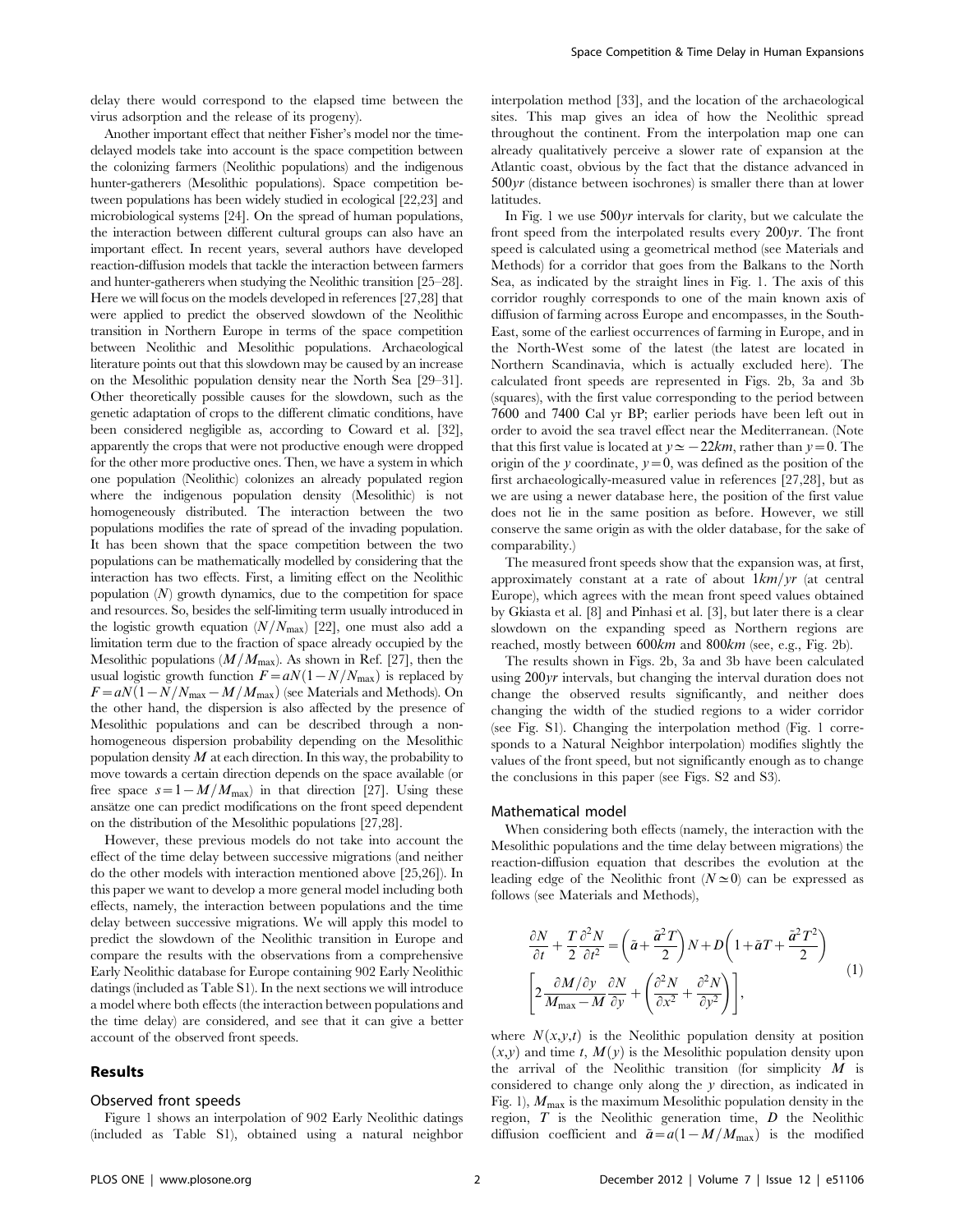delay there would correspond to the elapsed time between the virus adsorption and the release of its progeny).

Another important effect that neither Fisher's model nor the time-delayed models take into account is the space competition between the colonizing farmers (Neolithic populations) and the indigenous hunter-gatherers (Mesolithic populations). Space competition between populations has been widely studied in ecological [22,23] and microbiological systems [24]. On the spread of human populations, the interaction between different cultural groups can also have an important effect. In recent years, several authors have developed reaction-diffusion models that tackle the interaction between farmers and hunter-gatherers when studying the Neolithic transition [25–28]. Here we will focus on the models developed in references [27,28] that were applied to predict the observed slowdown of the Neolithic transition in Northern Europe in terms of the space competition between Neolithic and Mesolithic populations. Archaeological literature points out that this slowdown may be caused by an increase on the Mesolithic population density near the North Sea [29–31]. Other theoretically possible causes for the slowdown, such as the genetic adaptation of crops to the different climatic conditions, have been considered negligible as, according to Coward et al. [32], apparently the crops that were not productive enough were dropped for the other more productive ones. Then, we have a system in which one population (Neolithic) colonizes an already populated region where the indigenous population density (Mesolithic) is not homogeneously distributed. The interaction between the two populations modifies the rate of spread of the invading population. It has been shown that the space competition between the two populations can be mathematically modelled by considering that the interaction has two effects. First, a limiting effect on the Neolithic population ($N$) growth dynamics, due to the competition for space and resources. So, besides the self-limiting term usually introduced in the logistic growth equation ($N/N_{\max}$) [22], one must also add a limitation term due to the fraction of space already occupied by the Mesolithic populations ($M/M_{\max}$). As shown in Ref. [27], then the usual logistic growth function $F = aN(1 - N/N_{\max})$ is replaced by $F = aN(1 - N/N_{\max} - M/M_{\max})$ (see Materials and Methods). On the other hand, the dispersion is also affected by the presence of Mesolithic populations and can be described through a non-homogeneous dispersion probability depending on the Mesolithic population density $M$ at each direction. In this way, the probability to move towards a certain direction depends on the space available (or free space $s = 1 - M/M_{\max}$) in that direction [27]. Using these ansätze one can predict modifications on the front speed dependent on the distribution of the Mesolithic populations [27,28].

However, these previous models do not take into account the effect of the time delay between successive migrations (and neither do the other models with interaction mentioned above [25,26]). In this paper we want to develop a more general model including both effects, namely, the interaction between populations and the time delay between successive migrations. We will apply this model to predict the slowdown of the Neolithic transition in Europe and compare the results with the observations from a comprehensive Early Neolithic database for Europe containing 902 Early Neolithic datings (included as Table S1). In the next sections we will introduce a model where both effects (the interaction between populations and the time delay) are considered, and see that it can give a better account of the observed front speeds.

## Results

### Observed front speeds

Figure 1 shows an interpolation of 902 Early Neolithic datings (included as Table S1), obtained using a natural neighbor interpolation method [33], and the location of the archaeological sites. This map gives an idea of how the Neolithic spread throughout the continent. From the interpolation map one can already qualitatively perceive a slower rate of expansion at the Atlantic coast, obvious by the fact that the distance advanced in $500yr$ (distance between isochrones) is smaller there than at lower latitudes.

In Fig. 1 we use $500yr$ intervals for clarity, but we calculate the front speed from the interpolated results every $200yr$. The front speed is calculated using a geometrical method (see Materials and Methods) for a corridor that goes from the Balkans to the North Sea, as indicated by the straight lines in Fig. 1. The axis of this corridor roughly corresponds to one of the main known axis of diffusion of farming across Europe and encompasses, in the South-East, some of the earliest occurrences of farming in Europe, and in the North-West some of the latest (the latest are located in Northern Scandinavia, which is actually excluded here). The calculated front speeds are represented in Figs. 2b, 3a and 3b (squares), with the first value corresponding to the period between 7600 and 7400 Cal yr BP; earlier periods have been left out in order to avoid the sea travel effect near the Mediterranean. (Note that this first value is located at $y \simeq -22km$, rather than $y = 0$. The origin of the $y$ coordinate, $y = 0$, was defined as the position of the first archaeologically-measured value in references [27,28], but as we are using a newer database here, the position of the first value does not lie in the same position as before. However, we still conserve the same origin as with the older database, for the sake of comparability.)

The measured front speeds show that the expansion was, at first, approximately constant at a rate of about $1km/yr$ (at central Europe), which agrees with the mean front speed values obtained by Gkiasta et al. [8] and Pinhasi et al. [3], but later there is a clear slowdown on the expanding speed as Northern regions are reached, mostly between $600km$ and $800km$ (see, e.g., Fig. 2b).

The results shown in Figs. 2b, 3a and 3b have been calculated using $200yr$ intervals, but changing the interval duration does not change the observed results significantly, and neither does changing the width of the studied regions to a wider corridor (see Fig. S1). Changing the interpolation method (Fig. 1 corresponds to a Natural Neighbor interpolation) modifies slightly the values of the front speed, but not significantly enough as to change the conclusions in this paper (see Figs. S2 and S3).

### Mathematical model

When considering both effects (namely, the interaction with the Mesolithic populations and the time delay between migrations) the reaction-diffusion equation that describes the evolution at the leading edge of the Neolithic front ($N \simeq 0$) can be expressed as follows (see Materials and Methods),

$$\frac{\partial N}{\partial t} + \frac{T}{2}\frac{\partial^2 N}{\partial t^2} = \left(\tilde{a} + \frac{\tilde{a}^2 T}{2}\right)N + D\left(1 + \tilde{a}T + \frac{\tilde{a}^2 T^2}{2}\right)\left[2\frac{\partial M/\partial y}{M_{\max} - M}\frac{\partial N}{\partial y} + \left(\frac{\partial^2 N}{\partial x^2} + \frac{\partial^2 N}{\partial y^2}\right)\right], \tag{1}$$

where $N(x,y,t)$ is the Neolithic population density at position $(x,y)$ and time $t$, $M(y)$ is the Mesolithic population density upon the arrival of the Neolithic transition (for simplicity $M$ is considered to change only along the $y$ direction, as indicated in Fig. 1), $M_{\max}$ is the maximum Mesolithic population density in the region, $T$ is the Neolithic generation time, $D$ the Neolithic diffusion coefficient and $\tilde{a} = a(1 - M/M_{\max})$ is the modified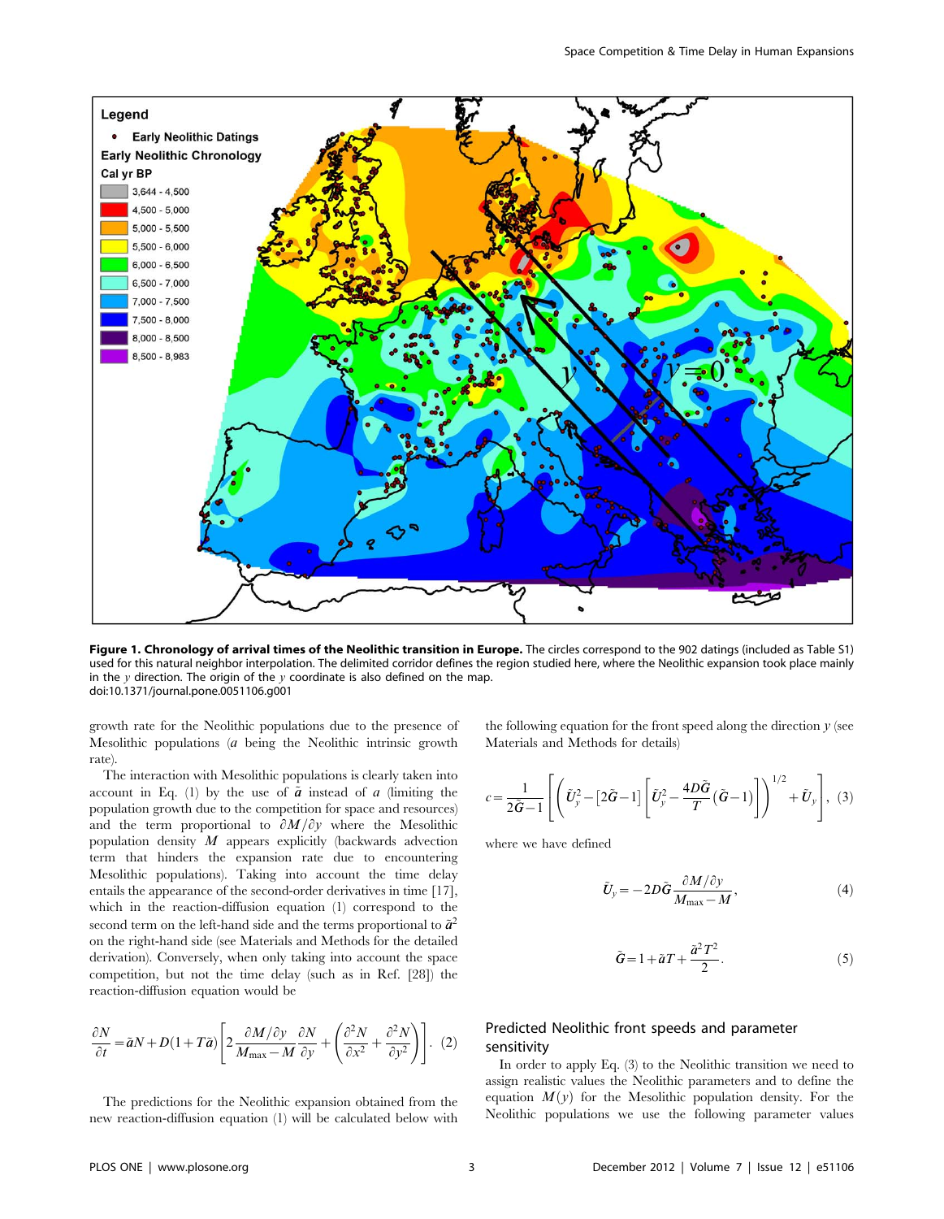**Figure 1. Chronology of arrival times of the Neolithic transition in Europe.** The circles correspond to the 902 datings (included as Table S1) used for this natural neighbor interpolation. The delimited corridor defines the region studied here, where the Neolithic expansion took place mainly in the $y$ direction. The origin of the $y$ coordinate is also defined on the map.
doi:10.1371/journal.pone.0051106.g001

growth rate for the Neolithic populations due to the presence of Mesolithic populations ($a$ being the Neolithic intrinsic growth rate).

The interaction with Mesolithic populations is clearly taken into account in Eq. (1) by the use of $\tilde{a}$ instead of $a$ (limiting the population growth due to the competition for space and resources) and the term proportional to $\partial M/\partial y$ where the Mesolithic population density $M$ appears explicitly (backwards advection term that hinders the expansion rate due to encountering Mesolithic populations). Taking into account the time delay entails the appearance of the second-order derivatives in time [17], which in the reaction-diffusion equation (1) correspond to the second term on the left-hand side and the terms proportional to $\tilde{a}^2$ on the right-hand side (see Materials and Methods for the detailed derivation). Conversely, when only taking into account the space competition, but not the time delay (such as in Ref. [28]) the reaction-diffusion equation would be

$$\frac{\partial N}{\partial t} = \tilde{a}N + D(1+T\tilde{a})\left[2\frac{\partial M/\partial y}{M_{\max}-M}\frac{\partial N}{\partial y} + \left(\frac{\partial^2 N}{\partial x^2}+\frac{\partial^2 N}{\partial y^2}\right)\right]. \quad (2)$$

The predictions for the Neolithic expansion obtained from the new reaction-diffusion equation (1) will be calculated below with the following equation for the front speed along the direction $y$ (see Materials and Methods for details)

$$c = \frac{1}{2\tilde{G}-1}\left[\left(\tilde{U}_y^2 - [2\tilde{G}-1]\left[\tilde{U}_y^2 - \frac{4D\tilde{G}}{T}(\tilde{G}-1)\right]\right)^{1/2} + \tilde{U}_y\right], \quad (3)$$

where we have defined

$$\tilde{U}_y = -2D\tilde{G}\frac{\partial M/\partial y}{M_{\max}-M}, \quad (4)$$

$$\tilde{G} = 1 + \tilde{a}T + \frac{\tilde{a}^2 T^2}{2}. \quad (5)$$

## Predicted Neolithic front speeds and parameter sensitivity

In order to apply Eq. (3) to the Neolithic transition we need to assign realistic values the Neolithic parameters and to define the equation $M(y)$ for the Mesolithic population density. For the Neolithic populations we use the following parameter values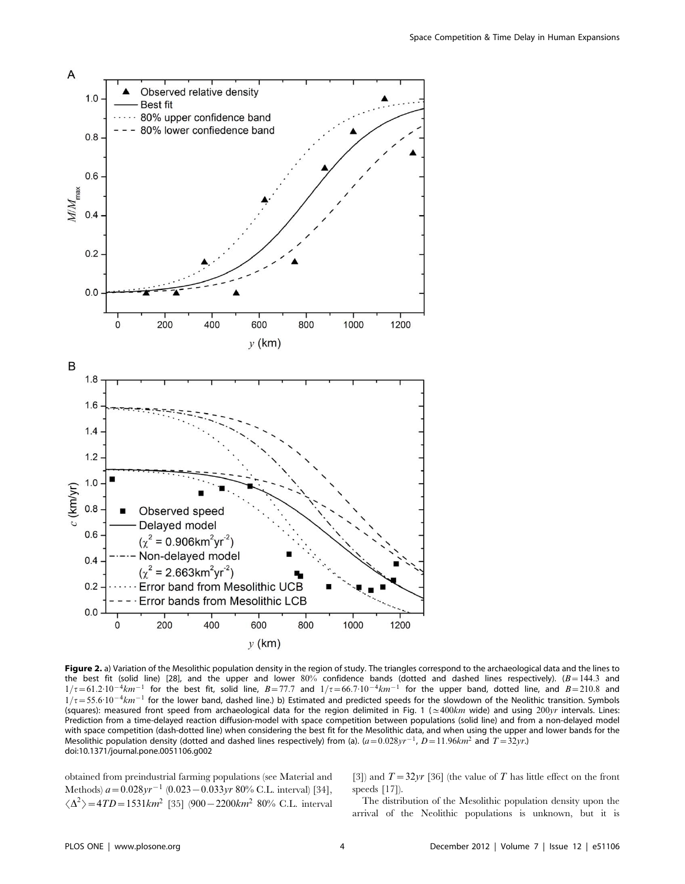**Figure 2.** a) Variation of the Mesolithic population density in the region of study. The triangles correspond to the archaeological data and the lines to the best fit (solid line) [28], and the upper and lower 80% confidence bands (dotted and dashed lines respectively). ($B=144.3$ and $1/\tau=61.2\cdot10^{-4}km^{-1}$ for the best fit, solid line, $B=77.7$ and $1/\tau=66.7\cdot10^{-4}km^{-1}$ for the upper band, dotted line, and $B=210.8$ and $1/\tau=55.6\cdot10^{-4}km^{-1}$ for the lower band, dashed line.) b) Estimated and predicted speeds for the slowdown of the Neolithic transition. Symbols (squares): measured front speed from archaeological data for the region delimited in Fig. 1 ($\simeq 400km$ wide) and using $200yr$ intervals. Lines: Prediction from a time-delayed reaction diffusion-model with space competition between populations (solid line) and from a non-delayed model with space competition (dash-dotted line) when considering the best fit for the Mesolithic data, and when using the upper and lower bands for the Mesolithic population density (dotted and dashed lines respectively) from (a). ($a=0.028yr^{-1}$, $D=11.96km^2$ and $T=32yr$.)
doi:10.1371/journal.pone.0051106.g002

obtained from preindustrial farming populations (see Material and Methods) $a=0.028yr^{-1}$ ($0.023-0.033yr$ 80% C.L. interval) [34], $\langle\Delta^2\rangle=4TD=1531km^2$ [35] ($900-2200km^2$ 80% C.L. interval [3]) and $T=32yr$ [36] (the value of $T$ has little effect on the front speeds [17]).

The distribution of the Mesolithic population density upon the arrival of the Neolithic populations is unknown, but it is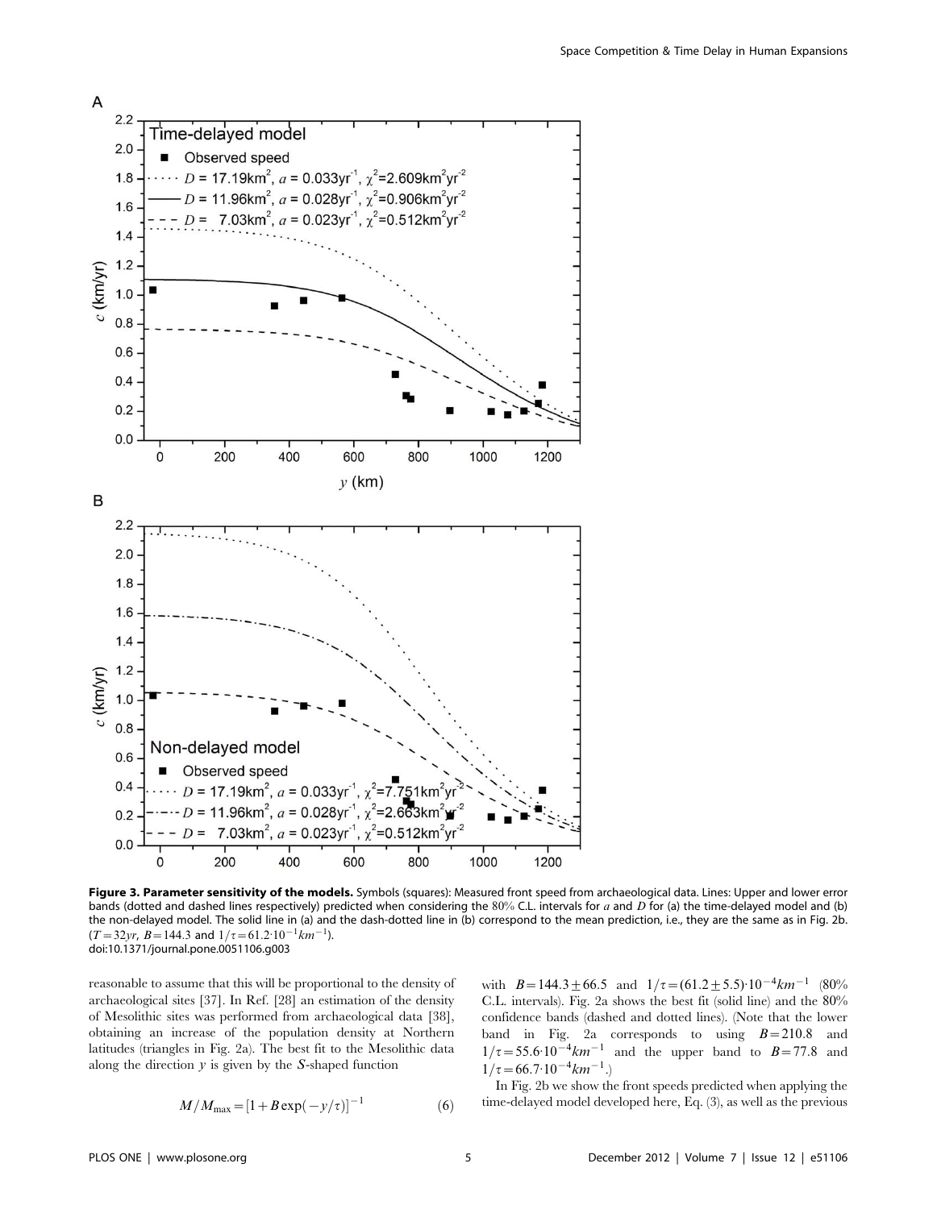**Figure 3. Parameter sensitivity of the models.** Symbols (squares): Measured front speed from archaeological data. Lines: Upper and lower error bands (dotted and dashed lines respectively) predicted when considering the 80% C.L. intervals for $a$ and $D$ for (a) the time-delayed model and (b) the non-delayed model. The solid line in (a) and the dash-dotted line in (b) correspond to the mean prediction, i.e., they are the same as in Fig. 2b. ($T = 32yr$, $B = 144.3$ and $1/\tau = 61.2 \cdot 10^{-1} km^{-1}$).
doi:10.1371/journal.pone.0051106.g003

reasonable to assume that this will be proportional to the density of archaeological sites [37]. In Ref. [28] an estimation of the density of Mesolithic sites was performed from archaeological data [38], obtaining an increase of the population density at Northern latitudes (triangles in Fig. 2a). The best fit to the Mesolithic data along the direction $y$ is given by the $S$-shaped function

$$M/M_{\max} = [1 + B\exp(-y/\tau)]^{-1} \tag{6}$$

with $B = 144.3 \pm 66.5$ and $1/\tau = (61.2 \pm 5.5) \cdot 10^{-4} km^{-1}$ (80% C.L. intervals). Fig. 2a shows the best fit (solid line) and the 80% confidence bands (dashed and dotted lines). (Note that the lower band in Fig. 2a corresponds to using $B = 210.8$ and $1/\tau = 55.6 \cdot 10^{-4} km^{-1}$ and the upper band to $B = 77.8$ and $1/\tau = 66.7 \cdot 10^{-4} km^{-1}$.)

In Fig. 2b we show the front speeds predicted when applying the time-delayed model developed here, Eq. (3), as well as the previous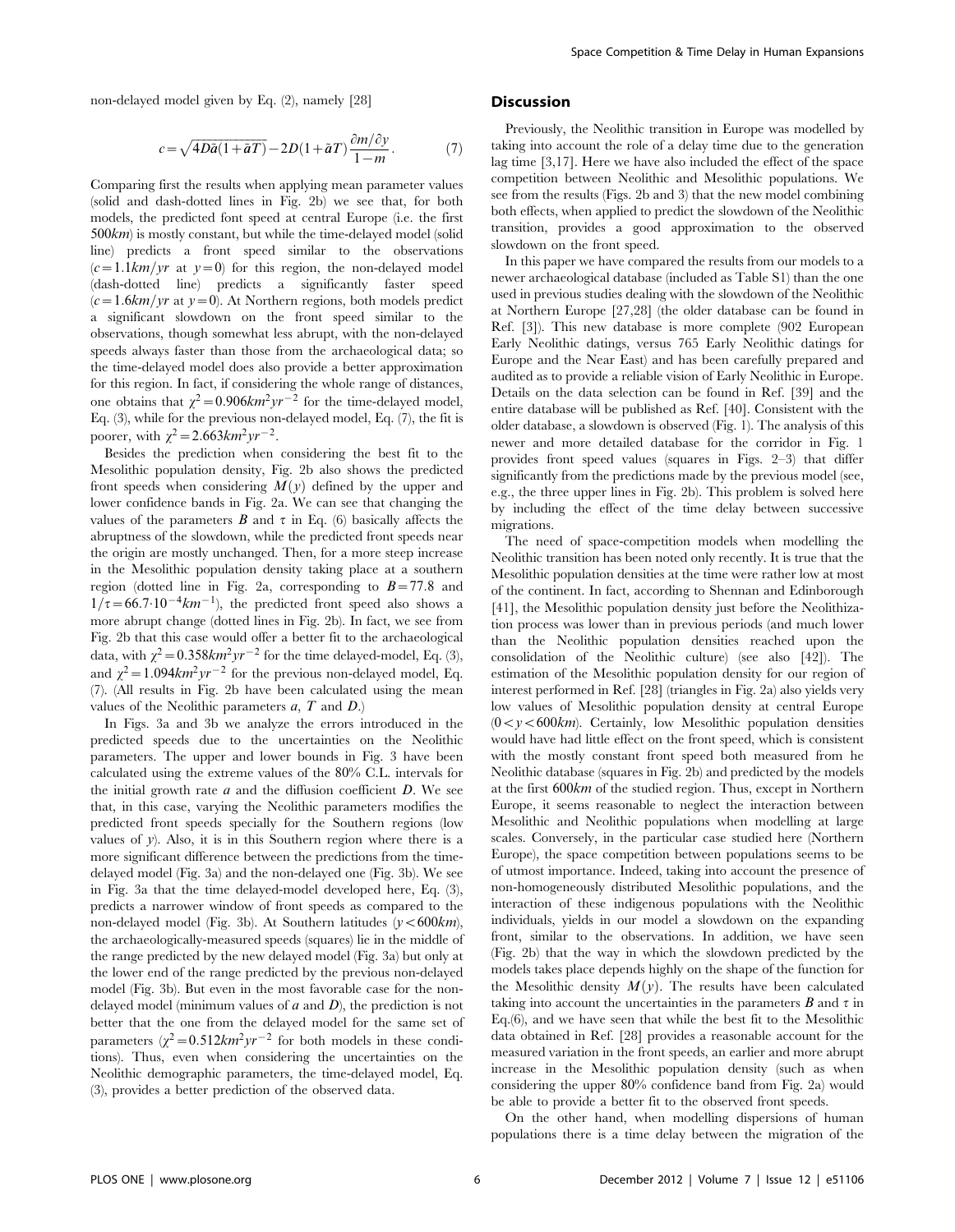non-delayed model given by Eq. (2), namely [28]

$$c = \sqrt{4D\tilde{a}(1+\tilde{a}T)} - 2D(1+\tilde{a}T)\frac{\partial m/\partial y}{1-m}. \qquad (7)$$

Comparing first the results when applying mean parameter values (solid and dash-dotted lines in Fig. 2b) we see that, for both models, the predicted font speed at central Europe (i.e. the first $500km$) is mostly constant, but while the time-delayed model (solid line) predicts a front speed similar to the observations ($c = 1.1km/yr$ at $y = 0$) for this region, the non-delayed model (dash-dotted line) predicts a significantly faster speed ($c = 1.6km/yr$ at $y = 0$). At Northern regions, both models predict a significant slowdown on the front speed similar to the observations, though somewhat less abrupt, with the non-delayed speeds always faster than those from the archaeological data; so the time-delayed model does also provide a better approximation for this region. In fact, if considering the whole range of distances, one obtains that $\chi^2 = 0.906km^2yr^{-2}$ for the time-delayed model, Eq. (3), while for the previous non-delayed model, Eq. (7), the fit is poorer, with $\chi^2 = 2.663km^2yr^{-2}$.

Besides the prediction when considering the best fit to the Mesolithic population density, Fig. 2b also shows the predicted front speeds when considering $M(y)$ defined by the upper and lower confidence bands in Fig. 2a. We can see that changing the values of the parameters $B$ and $\tau$ in Eq. (6) basically affects the abruptness of the slowdown, while the predicted front speeds near the origin are mostly unchanged. Then, for a more steep increase in the Mesolithic population density taking place at a southern region (dotted line in Fig. 2a, corresponding to $B = 77.8$ and $1/\tau = 66.7 \cdot 10^{-4}km^{-1}$), the predicted front speed also shows a more abrupt change (dotted lines in Fig. 2b). In fact, we see from Fig. 2b that this case would offer a better fit to the archaeological data, with $\chi^2 = 0.358km^2yr^{-2}$ for the time delayed-model, Eq. (3), and $\chi^2 = 1.094km^2yr^{-2}$ for the previous non-delayed model, Eq. (7). (All results in Fig. 2b have been calculated using the mean values of the Neolithic parameters $a$, $T$ and $D$.)

In Figs. 3a and 3b we analyze the errors introduced in the predicted speeds due to the uncertainties on the Neolithic parameters. The upper and lower bounds in Fig. 3 have been calculated using the extreme values of the 80% C.L. intervals for the initial growth rate $a$ and the diffusion coefficient $D$. We see that, in this case, varying the Neolithic parameters modifies the predicted front speeds specially for the Southern regions (low values of $y$). Also, it is in this Southern region where there is a more significant difference between the predictions from the time-delayed model (Fig. 3a) and the non-delayed one (Fig. 3b). We see in Fig. 3a that the time delayed-model developed here, Eq. (3), predicts a narrower window of front speeds as compared to the non-delayed model (Fig. 3b). At Southern latitudes ($y < 600km$), the archaeologically-measured speeds (squares) lie in the middle of the range predicted by the new delayed model (Fig. 3a) but only at the lower end of the range predicted by the previous non-delayed model (Fig. 3b). But even in the most favorable case for the non-delayed model (minimum values of $a$ and $D$), the prediction is not better that the one from the delayed model for the same set of parameters ($\chi^2 = 0.512km^2yr^{-2}$ for both models in these conditions). Thus, even when considering the uncertainties on the Neolithic demographic parameters, the time-delayed model, Eq. (3), provides a better prediction of the observed data.

## Discussion

Previously, the Neolithic transition in Europe was modelled by taking into account the role of a delay time due to the generation lag time [3,17]. Here we have also included the effect of the space competition between Neolithic and Mesolithic populations. We see from the results (Figs. 2b and 3) that the new model combining both effects, when applied to predict the slowdown of the Neolithic transition, provides a good approximation to the observed slowdown on the front speed.

In this paper we have compared the results from our models to a newer archaeological database (included as Table S1) than the one used in previous studies dealing with the slowdown of the Neolithic at Northern Europe [27,28] (the older database can be found in Ref. [3]). This new database is more complete (902 European Early Neolithic datings, versus 765 Early Neolithic datings for Europe and the Near East) and has been carefully prepared and audited as to provide a reliable vision of Early Neolithic in Europe. Details on the data selection can be found in Ref. [39] and the entire database will be published as Ref. [40]. Consistent with the older database, a slowdown is observed (Fig. 1). The analysis of this newer and more detailed database for the corridor in Fig. 1 provides front speed values (squares in Figs. 2–3) that differ significantly from the predictions made by the previous model (see, e.g., the three upper lines in Fig. 2b). This problem is solved here by including the effect of the time delay between successive migrations.

The need of space-competition models when modelling the Neolithic transition has been noted only recently. It is true that the Mesolithic population densities at the time were rather low at most of the continent. In fact, according to Shennan and Edinborough [41], the Mesolithic population density just before the Neolithization process was lower than in previous periods (and much lower than the Neolithic population densities reached upon the consolidation of the Neolithic culture) (see also [42]). The estimation of the Mesolithic population density for our region of interest performed in Ref. [28] (triangles in Fig. 2a) also yields very low values of Mesolithic population density at central Europe ($0 < y < 600km$). Certainly, low Mesolithic population densities would have had little effect on the front speed, which is consistent with the mostly constant front speed both measured from he Neolithic database (squares in Fig. 2b) and predicted by the models at the first $600km$ of the studied region. Thus, except in Northern Europe, it seems reasonable to neglect the interaction between Mesolithic and Neolithic populations when modelling at large scales. Conversely, in the particular case studied here (Northern Europe), the space competition between populations seems to be of utmost importance. Indeed, taking into account the presence of non-homogeneously distributed Mesolithic populations, and the interaction of these indigenous populations with the Neolithic individuals, yields in our model a slowdown on the expanding front, similar to the observations. In addition, we have seen (Fig. 2b) that the way in which the slowdown predicted by the models takes place depends highly on the shape of the function for the Mesolithic density $M(y)$. The results have been calculated taking into account the uncertainties in the parameters $B$ and $\tau$ in Eq.(6), and we have seen that while the best fit to the Mesolithic data obtained in Ref. [28] provides a reasonable account for the measured variation in the front speeds, an earlier and more abrupt increase in the Mesolithic population density (such as when considering the upper 80% confidence band from Fig. 2a) would be able to provide a better fit to the observed front speeds.

On the other hand, when modelling dispersions of human populations there is a time delay between the migration of the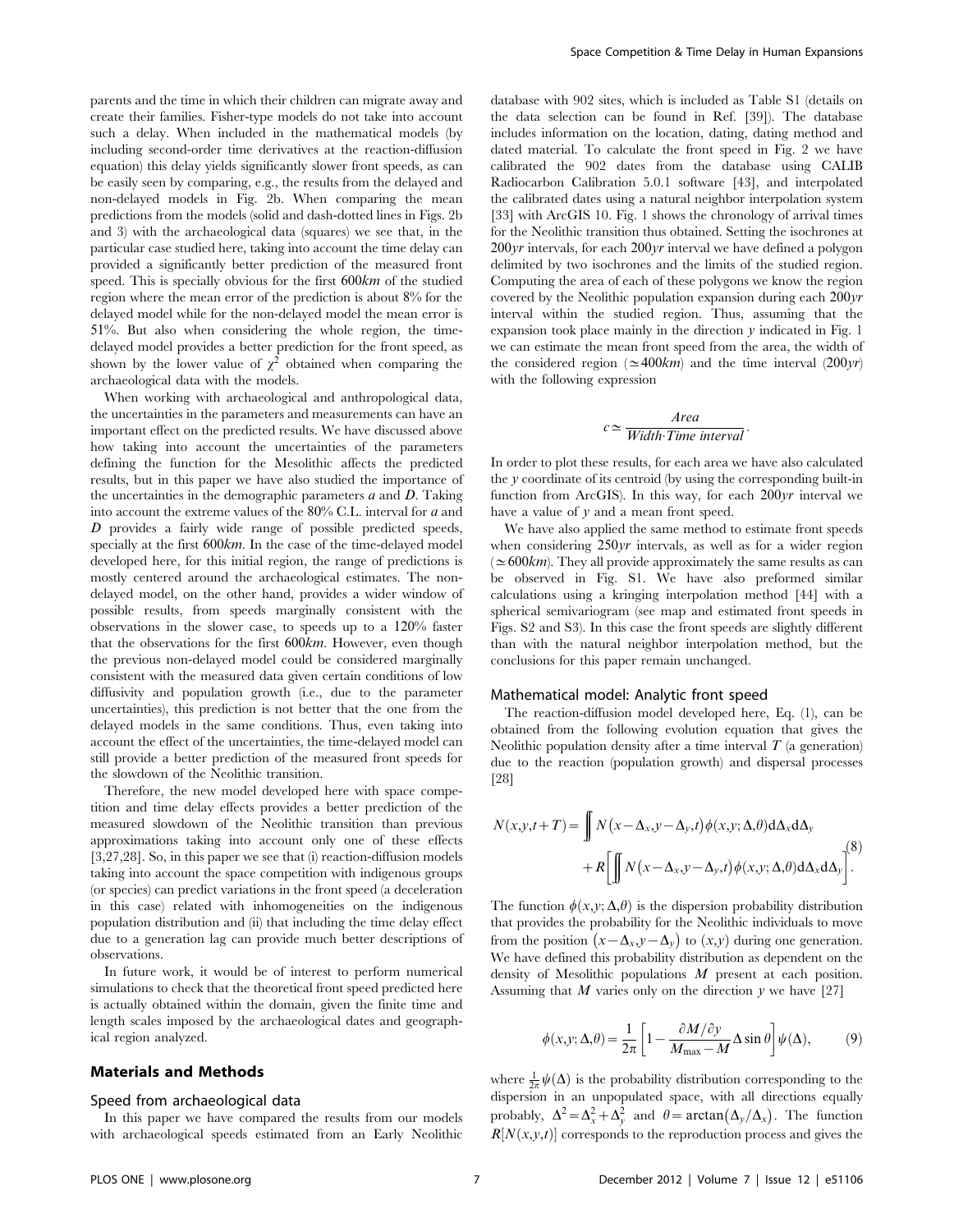parents and the time in which their children can migrate away and create their families. Fisher-type models do not take into account such a delay. When included in the mathematical models (by including second-order time derivatives at the reaction-diffusion equation) this delay yields significantly slower front speeds, as can be easily seen by comparing, e.g., the results from the delayed and non-delayed models in Fig. 2b. When comparing the mean predictions from the models (solid and dash-dotted lines in Figs. 2b and 3) with the archaeological data (squares) we see that, in the particular case studied here, taking into account the time delay can provided a significantly better prediction of the measured front speed. This is specially obvious for the first $600km$ of the studied region where the mean error of the prediction is about 8% for the delayed model while for the non-delayed model the mean error is 51%. But also when considering the whole region, the time-delayed model provides a better prediction for the front speed, as shown by the lower value of $\chi^2$ obtained when comparing the archaeological data with the models.

When working with archaeological and anthropological data, the uncertainties in the parameters and measurements can have an important effect on the predicted results. We have discussed above how taking into account the uncertainties of the parameters defining the function for the Mesolithic affects the predicted results, but in this paper we have also studied the importance of the uncertainties in the demographic parameters $a$ and $D$. Taking into account the extreme values of the 80% C.L. interval for $a$ and $D$ provides a fairly wide range of possible predicted speeds, specially at the first $600km$. In the case of the time-delayed model developed here, for this initial region, the range of predictions is mostly centered around the archaeological estimates. The non-delayed model, on the other hand, provides a wider window of possible results, from speeds marginally consistent with the observations in the slower case, to speeds up to a 120% faster that the observations for the first $600km$. However, even though the previous non-delayed model could be considered marginally consistent with the measured data given certain conditions of low diffusivity and population growth (i.e., due to the parameter uncertainties), this prediction is not better that the one from the delayed models in the same conditions. Thus, even taking into account the effect of the uncertainties, the time-delayed model can still provide a better prediction of the measured front speeds for the slowdown of the Neolithic transition.

Therefore, the new model developed here with space competition and time delay effects provides a better prediction of the measured slowdown of the Neolithic transition than previous approximations taking into account only one of these effects [3,27,28]. So, in this paper we see that (i) reaction-diffusion models taking into account the space competition with indigenous groups (or species) can predict variations in the front speed (a deceleration in this case) related with inhomogeneities on the indigenous population distribution and (ii) that including the time delay effect due to a generation lag can provide much better descriptions of observations.

In future work, it would be of interest to perform numerical simulations to check that the theoretical front speed predicted here is actually obtained within the domain, given the finite time and length scales imposed by the archaeological dates and geographical region analyzed.

## Materials and Methods

### Speed from archaeological data

In this paper we have compared the results from our models with archaeological speeds estimated from an Early Neolithic database with 902 sites, which is included as Table S1 (details on the data selection can be found in Ref. [39]). The database includes information on the location, dating, dating method and dated material. To calculate the front speed in Fig. 2 we have calibrated the 902 dates from the database using CALIB Radiocarbon Calibration 5.0.1 software [43], and interpolated the calibrated dates using a natural neighbor interpolation system [33] with ArcGIS 10. Fig. 1 shows the chronology of arrival times for the Neolithic transition thus obtained. Setting the isochrones at $200yr$ intervals, for each $200yr$ interval we have defined a polygon delimited by two isochrones and the limits of the studied region. Computing the area of each of these polygons we know the region covered by the Neolithic population expansion during each $200yr$ interval within the studied region. Thus, assuming that the expansion took place mainly in the direction $y$ indicated in Fig. 1 we can estimate the mean front speed from the area, the width of the considered region ($\simeq 400km$) and the time interval ($200yr$) with the following expression

$$c \simeq \frac{Area}{Width \cdot Time\ interval}.$$

In order to plot these results, for each area we have also calculated the $y$ coordinate of its centroid (by using the corresponding built-in function from ArcGIS). In this way, for each $200yr$ interval we have a value of $y$ and a mean front speed.

We have also applied the same method to estimate front speeds when considering $250yr$ intervals, as well as for a wider region ($\simeq 600km$). They all provide approximately the same results as can be observed in Fig. S1. We have also preformed similar calculations using a kringing interpolation method [44] with a spherical semivariogram (see map and estimated front speeds in Figs. S2 and S3). In this case the front speeds are slightly different than with the natural neighbor interpolation method, but the conclusions for this paper remain unchanged.

### Mathematical model: Analytic front speed

The reaction-diffusion model developed here, Eq. (1), can be obtained from the following evolution equation that gives the Neolithic population density after a time interval $T$ (a generation) due to the reaction (population growth) and dispersal processes [28]

$$N(x,y,t+T) = \iint N(x-\Delta_x, y-\Delta_y, t)\phi(x,y;\Delta,\theta)\mathrm{d}\Delta_x \mathrm{d}\Delta_y + R\left[\iint N(x-\Delta_x, y-\Delta_y, t)\phi(x,y;\Delta,\theta)\mathrm{d}\Delta_x \mathrm{d}\Delta_y\right]. \quad (8)$$

The function $\phi(x,y;\Delta,\theta)$ is the dispersion probability distribution that provides the probability for the Neolithic individuals to move from the position $(x-\Delta_x, y-\Delta_y)$ to $(x,y)$ during one generation. We have defined this probability distribution as dependent on the density of Mesolithic populations $M$ present at each position. Assuming that $M$ varies only on the direction $y$ we have [27]

$$\phi(x,y;\Delta,\theta) = \frac{1}{2\pi}\left[1 - \frac{\partial M/\partial y}{M_{\max} - M}\Delta \sin\theta\right]\psi(\Delta), \quad (9)$$

where $\frac{1}{2\pi}\psi(\Delta)$ is the probability distribution corresponding to the dispersion in an unpopulated space, with all directions equally probably, $\Delta^2 = \Delta_x^2 + \Delta_y^2$ and $\theta = \arctan(\Delta_y/\Delta_x)$. The function $R[N(x,y,t)]$ corresponds to the reproduction process and gives the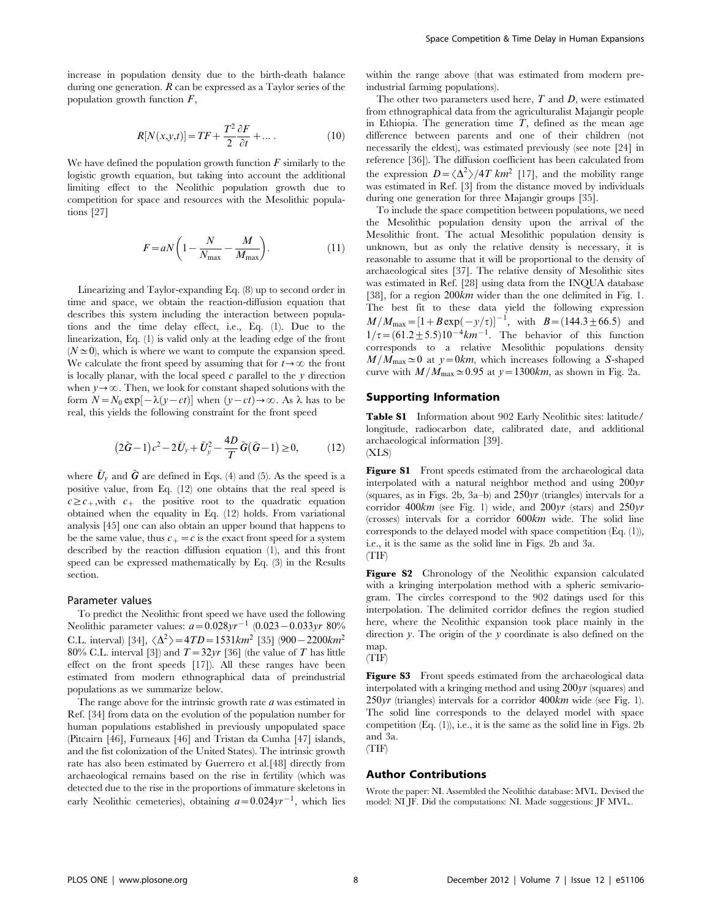increase in population density due to the birth-death balance during one generation. $R$ can be expressed as a Taylor series of the population growth function $F$,

$$R[N(x,y,t)] = TF + \frac{T^2}{2}\frac{\partial F}{\partial t} + \dots \quad (10)$$

We have defined the population growth function $F$ similarly to the logistic growth equation, but taking into account the additional limiting effect to the Neolithic population growth due to competition for space and resources with the Mesolithic populations [27]

$$F = aN\left(1 - \frac{N}{N_{\max}} - \frac{M}{M_{\max}}\right). \quad (11)$$

Linearizing and Taylor-expanding Eq. (8) up to second order in time and space, we obtain the reaction-diffusion equation that describes this system including the interaction between populations and the time delay effect, i.e., Eq. (1). Due to the linearization, Eq. (1) is valid only at the leading edge of the front ($N \simeq 0$), which is where we want to compute the expansion speed. We calculate the front speed by assuming that for $t \to \infty$ the front is locally planar, with the local speed $c$ parallel to the $y$ direction when $y \to \infty$. Then, we look for constant shaped solutions with the form $N = N_0 \exp[-\lambda(y - ct)]$ when $(y - ct) \to \infty$. As $\lambda$ has to be real, this yields the following constraint for the front speed

$$\left(2\tilde{G} - 1\right)c^2 - 2\tilde{U}_y + \tilde{U}_y^2 - \frac{4D}{T}\tilde{G}\left(\tilde{G} - 1\right) \geq 0, \quad (12)$$

where $\tilde{U}_y$ and $\tilde{G}$ are defined in Eqs. (4) and (5). As the speed is a positive value, from Eq. (12) one obtains that the real speed is $c \geq c_+$, with $c_+$ the positive root to the quadratic equation obtained when the equality in Eq. (12) holds. From variational analysis [45] one can also obtain an upper bound that happens to be the same value, thus $c_+ = c$ is the exact front speed for a system described by the reaction diffusion equation (1), and this front speed can be expressed mathematically by Eq. (3) in the Results section.

### Parameter values

To predict the Neolithic front speed we have used the following Neolithic parameter values: $a = 0.028 yr^{-1}$ ($0.023 - 0.033 yr$ 80% C.L. interval) [34], $\langle \Delta^2 \rangle = 4TD = 1531 km^2$ [35] ($900 - 2200 km^2$ 80% C.L. interval [3]) and $T = 32 yr$ [36] (the value of $T$ has little effect on the front speeds [17]). All these ranges have been estimated from modern ethnographical data of preindustrial populations as we summarize below.

The range above for the intrinsic growth rate $a$ was estimated in Ref. [34] from data on the evolution of the population number for human populations established in previously unpopulated space (Pitcairn [46], Furneaux [46] and Tristan da Cunha [47] islands, and the fist colonization of the United States). The intrinsic growth rate has also been estimated by Guerrero et al.[48] directly from archaeological remains based on the rise in fertility (which was detected due to the rise in the proportions of immature skeletons in early Neolithic cemeteries), obtaining $a = 0.024 yr^{-1}$, which lies within the range above (that was estimated from modern preindustrial farming populations).

The other two parameters used here, $T$ and $D$, were estimated from ethnographical data from the agriculturalist Majangir people in Ethiopia. The generation time $T$, defined as the mean age difference between parents and one of their children (not necessarily the eldest), was estimated previously (see note [24] in reference [36]). The diffusion coefficient has been calculated from the expression $D = \langle \Delta^2 \rangle / 4T \ km^2$ [17], and the mobility range was estimated in Ref. [3] from the distance moved by individuals during one generation for three Majangir groups [35].

To include the space competition between populations, we need the Mesolithic population density upon the arrival of the Mesolithic front. The actual Mesolithic population density is unknown, but as only the relative density is necessary, it is reasonable to assume that it will be proportional to the density of archaeological sites [37]. The relative density of Mesolithic sites was estimated in Ref. [28] using data from the INQUA database [38], for a region $200 km$ wider than the one delimited in Fig. 1. The best fit to these data yield the following expression $M/M_{\max} = [1 + B\exp(-y/\tau)]^{-1}$, with $B = (144.3 \pm 66.5)$ and $1/\tau = (61.2 \pm 5.5)10^{-4} km^{-1}$. The behavior of this function corresponds to a relative Mesolithic populations density $M/M_{\max} \simeq 0$ at $y = 0 km$, which increases following a S-shaped curve with $M/M_{\max} \simeq 0.95$ at $y = 1300 km$, as shown in Fig. 2a.

## Supporting Information

**Table S1** Information about 902 Early Neolithic sites: latitude/longitude, radiocarbon date, calibrated date, and additional archaeological information [39].
(XLS)

**Figure S1** Front speeds estimated from the archaeological data interpolated with a natural neighbor method and using $200 yr$ (squares, as in Figs. 2b, 3a–b) and $250 yr$ (triangles) intervals for a corridor $400 km$ (see Fig. 1) wide, and $200 yr$ (stars) and $250 yr$ (crosses) intervals for a corridor $600 km$ wide. The solid line corresponds to the delayed model with space competition (Eq. (1)), i.e., it is the same as the solid line in Figs. 2b and 3a.
(TIF)

**Figure S2** Chronology of the Neolithic expansion calculated with a kringing interpolation method with a spheric semivariogram. The circles correspond to the 902 datings used for this interpolation. The delimited corridor defines the region studied here, where the Neolithic expansion took place mainly in the direction $y$. The origin of the $y$ coordinate is also defined on the map.
(TIF)

**Figure S3** Front speeds estimated from the archaeological data interpolated with a kringing method and using $200 yr$ (squares) and $250 yr$ (triangles) intervals for a corridor $400 km$ wide (see Fig. 1). The solid line corresponds to the delayed model with space competition (Eq. (1)), i.e., it is the same as the solid line in Figs. 2b and 3a.
(TIF)

## Author Contributions

Wrote the paper: NI. Assembled the Neolithic database: MVL. Devised the model: NI JF. Did the computations: NI. Made suggestions: JF MVL..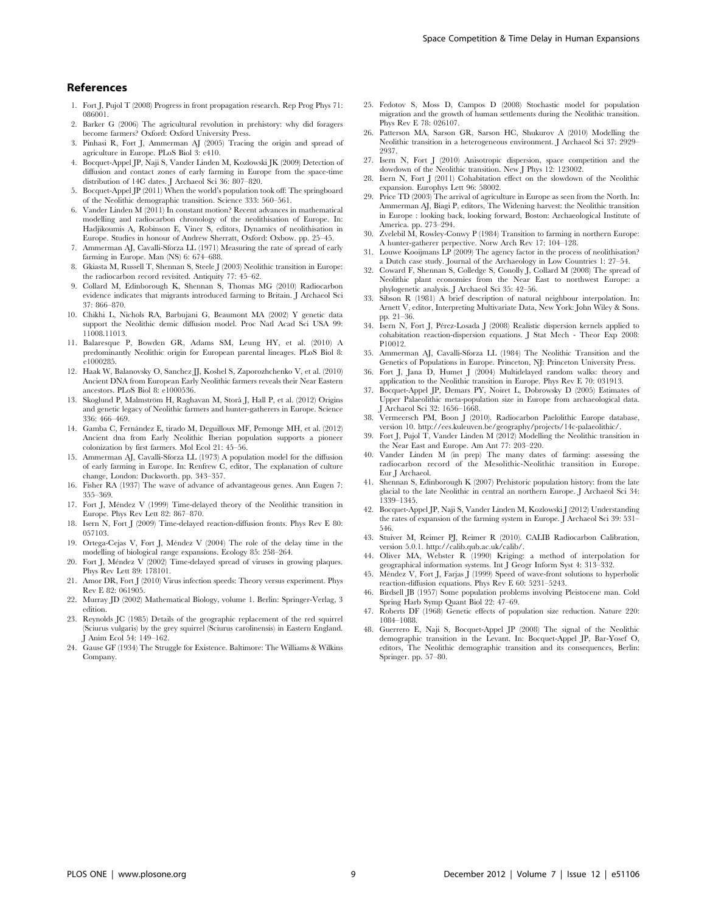## References

1. Fort J, Pujol T (2008) Progress in front propagation research. Rep Prog Phys 71: 086001.
2. Barker G (2006) The agricultural revolution in prehistory: why did foragers become farmers? Oxford: Oxford University Press.
3. Pinhasi R, Fort J, Ammerman AJ (2005) Tracing the origin and spread of agriculture in Europe. PLoS Biol 3: e410.
4. Bocquet-Appel JP, Naji S, Vander Linden M, Kozlowski JK (2009) Detection of diffusion and contact zones of early farming in Europe from the space-time distribution of 14C dates. J Archaeol Sci 36: 807–820.
5. Bocquet-Appel JP (2011) When the world's population took off: The springboard of the Neolithic demographic transition. Science 333: 560–561.
6. Vander Linden M (2011) In constant motion? Recent advances in mathematical modelling and radiocarbon chronology of the neolithisation of Europe. In: Hadjikoumis A, Robinson E, Viner S, editors, Dynamics of neolithisation in Europe. Studies in honour of Andrew Sherratt, Oxford: Oxbow. pp. 25–45.
7. Ammerman AJ, Cavalli-Sforza LL (1971) Measuring the rate of spread of early farming in Europe. Man (NS) 6: 674–688.
8. Gkiasta M, Russell T, Shennan S, Steele J (2003) Neolithic transition in Europe: the radiocarbon record revisited. Antiquity 77: 45–62.
9. Collard M, Edinborough K, Shennan S, Thomas MG (2010) Radiocarbon evidence indicates that migrants introduced farming to Britain. J Archaeol Sci 37: 866–870.
10. Chikhi L, Nichols RA, Barbujani G, Beaumont MA (2002) Y genetic data support the Neolithic demic diffusion model. Proc Natl Acad Sci USA 99: 11008.11013.
11. Balaresque P, Bowden GR, Adams SM, Leung HY, et al. (2010) A predominantly Neolithic origin for European parental lineages. PLoS Biol 8: e1000285.
12. Haak W, Balanovsky O, Sanchez JJ, Koshel S, Zaporozhchenko V, et al. (2010) Ancient DNA from European Early Neolithic farmers reveals their Near Eastern ancestors. PLoS Biol 8: e1000536.
13. Skoglund P, Malmström H, Raghavan M, Storå J, Hall P, et al. (2012) Origins and genetic legacy of Neolithic farmers and hunter-gatherers in Europe. Science 336: 466–469.
14. Gamba C, Fernández E, tirado M, Deguilloux MF, Pemonge MH, et al. (2012) Ancient dna from Early Neolithic Iberian population supports a pioneer colonization by first farmers. Mol Ecol 21: 45–56.
15. Ammerman AJ, Cavalli-Sforza LL (1973) A population model for the diffusion of early farming in Europe. In: Renfrew C, editor, The explanation of culture change, London: Duckworth. pp. 343–357.
16. Fisher RA (1937) The wave of advance of advantageous genes. Ann Eugen 7: 355–369.
17. Fort J, Méndez V (1999) Time-delayed theory of the Neolithic transition in Europe. Phys Rev Lett 82: 867–870.
18. Isern N, Fort J (2009) Time-delayed reaction-diffusion fronts. Phys Rev E 80: 057103.
19. Ortega-Cejas V, Fort J, Méndez V (2004) The role of the delay time in the modelling of biological range expansions. Ecology 85: 258–264.
20. Fort J, Méndez V (2002) Time-delayed spread of viruses in growing plaques. Phys Rev Lett 89: 178101.
21. Amor DR, Fort J (2010) Virus infection speeds: Theory versus experiment. Phys Rev E 82: 061905.
22. Murray JD (2002) Mathematical Biology, volume 1. Berlin: Springer-Verlag, 3 edition.
23. Reynolds JC (1985) Details of the geographic replacement of the red squirrel (Sciurus vulgaris) by the grey squirrel (Sciurus carolinensis) in Eastern England. J Anim Ecol 54: 149–162.
24. Gause GF (1934) The Struggle for Existence. Baltimore: The Williams & Wilkins Company.
25. Fedotov S, Moss D, Campos D (2008) Stochastic model for population migration and the growth of human settlements during the Neolithic transition. Phys Rev E 78: 026107.
26. Patterson MA, Sarson GR, Sarson HC, Shukurov A (2010) Modelling the Neolithic transition in a heterogeneous environment. J Archaeol Sci 37: 2929–2937.
27. Isern N, Fort J (2010) Anisotropic dispersion, space competition and the slowdown of the Neolithic transition. New J Phys 12: 123002.
28. Isern N, Fort J (2011) Cohabitation effect on the slowdown of the Neolithic expansion. Europhys Lett 96: 58002.
29. Price TD (2003) The arrival of agriculture in Europe as seen from the North. In: Ammerman AJ, Biagi P, editors, The Widening harvest: the Neolithic transition in Europe : looking back, looking forward, Boston: Archaeological Institute of America. pp. 273–294.
30. Zvelebil M, Rowley-Conwy P (1984) Transition to farming in northern Europe: A hunter-gatherer perpective. Norw Arch Rev 17: 104–128.
31. Louwe Kooijmans LP (2009) The agency factor in the process of neolithisation? a Dutch case study. Journal of the Archaeology in Low Countries 1: 27–54.
32. Coward F, Shennan S, Colledge S, Conolly J, Collard M (2008) The spread of Neolithic plant economies from the Near East to northwest Europe: a phylogenetic analysis. J Archaeol Sci 35: 42–56.
33. Sibson R (1981) A brief description of natural neighbour interpolation. In: Arnett V, editor, Interpreting Multivariate Data, New York: John Wiley & Sons. pp. 21–36.
34. Isern N, Fort J, Pérez-Losada J (2008) Realistic dispersion kernels applied to cohabitation reaction-dispersion equations. J Stat Mech - Theor Exp 2008: P10012.
35. Ammerman AJ, Cavalli-Sforza LL (1984) The Neolithic Transition and the Genetics of Populations in Europe. Princeton, NJ: Princeton University Press.
36. Fort J, Jana D, Humet J (2004) Multidelayed random walks: theory and application to the Neolithic transition in Europe. Phys Rev E 70: 031913.
37. Bocquet-Appel JP, Demars PY, Noiret L, Dobrowsky D (2005) Estimates of Upper Palaeolithic meta-population size in Europe from archaeological data. J Archaeol Sci 32: 1656–1668.
38. Vermeersch PM, Boon J (2010). Radiocarbon Paelolithic Europe database, version 10. http://ees.kuleuven.be/geography/projects/14c-palaeolithic/.
39. Fort J, Pujol T, Vander Linden M (2012) Modelling the Neolithic transition in the Near East and Europe. Am Ant 77: 203–220.
40. Vander Linden M (in prep) The many dates of farming: assessing the radiocarbon record of the Mesolithic-Neolithic transition in Europe. Eur J Archaeol.
41. Shennan S, Edinborough K (2007) Prehistoric population history: from the late glacial to the late Neolithic in central an northern Europe. J Archaeol Sci 34: 1339–1345.
42. Bocquet-Appel JP, Naji S, Vander Linden M, Kozlowski J (2012) Understanding the rates of expansion of the farming system in Europe. J Archaeol Sci 39: 531–546.
43. Stuiver M, Reimer PJ, Reimer R (2010). CALIB Radiocarbon Calibration, version 5.0.1. http://calib.qub.ac.uk/calib/.
44. Oliver MA, Webster R (1990) Kriging: a method of interpolation for geographical information systems. Int J Geogr Inform Syst 4: 313–332.
45. Méndez V, Fort J, Farjas J (1999) Speed of wave-front solutions to hyperbolic reaction-diffusion equations. Phys Rev E 60: 5231–5243.
46. Birdsell JB (1957) Some population problems involving Pleistocene man. Cold Spring Harb Symp Quant Biol 22: 47–69.
47. Roberts DF (1968) Genetic effects of population size reduction. Nature 220: 1084–1088.
48. Guerrero E, Naji S, Bocquet-Appel JP (2008) The signal of the Neolithic demographic transition in the Levant. In: Bocquet-Appel JP, Bar-Yosef O, editors, The Neolithic demographic transition and its consequences, Berlin: Springer. pp. 57–80.